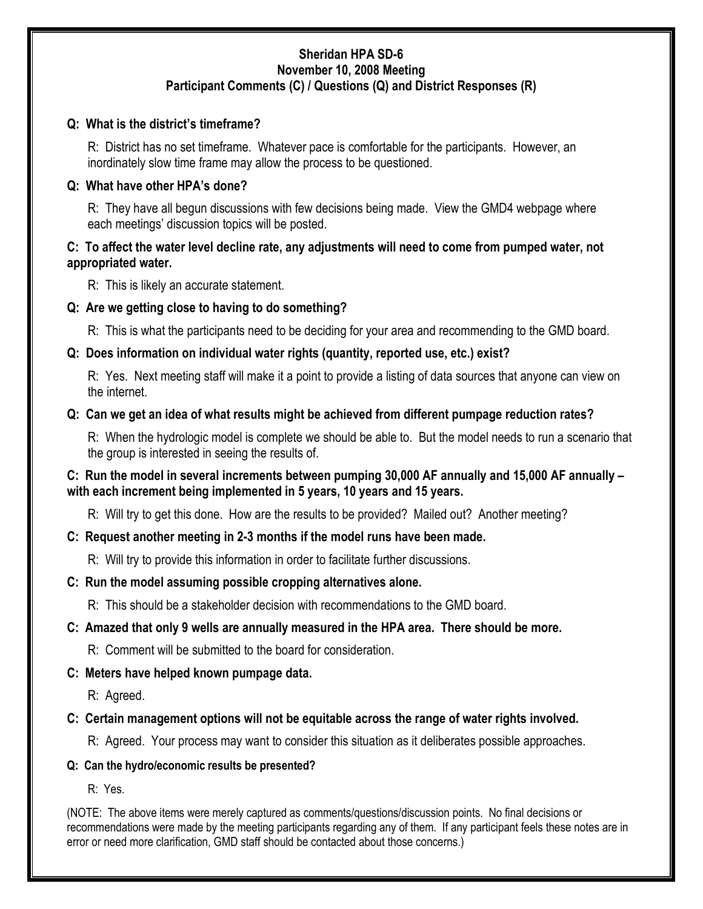# Sheridan HPA SD-6
## November 10, 2008 Meeting
## Participant Comments (C) / Questions (Q) and District Responses (R)

**Q: What is the district's timeframe?**

R: District has no set timeframe. Whatever pace is comfortable for the participants. However, an inordinately slow time frame may allow the process to be questioned.

**Q: What have other HPA's done?**

R: They have all begun discussions with few decisions being made. View the GMD4 webpage where each meetings' discussion topics will be posted.

**C: To affect the water level decline rate, any adjustments will need to come from pumped water, not appropriated water.**

R: This is likely an accurate statement.

**Q: Are we getting close to having to do something?**

R: This is what the participants need to be deciding for your area and recommending to the GMD board.

**Q: Does information on individual water rights (quantity, reported use, etc.) exist?**

R: Yes. Next meeting staff will make it a point to provide a listing of data sources that anyone can view on the internet.

**Q: Can we get an idea of what results might be achieved from different pumpage reduction rates?**

R: When the hydrologic model is complete we should be able to. But the model needs to run a scenario that the group is interested in seeing the results of.

**C: Run the model in several increments between pumping 30,000 AF annually and 15,000 AF annually – with each increment being implemented in 5 years, 10 years and 15 years.**

R: Will try to get this done. How are the results to be provided? Mailed out? Another meeting?

**C: Request another meeting in 2-3 months if the model runs have been made.**

R: Will try to provide this information in order to facilitate further discussions.

**C: Run the model assuming possible cropping alternatives alone.**

R: This should be a stakeholder decision with recommendations to the GMD board.

**C: Amazed that only 9 wells are annually measured in the HPA area. There should be more.**

R: Comment will be submitted to the board for consideration.

**C: Meters have helped known pumpage data.**

R: Agreed.

**C: Certain management options will not be equitable across the range of water rights involved.**

R: Agreed. Your process may want to consider this situation as it deliberates possible approaches.

**Q: Can the hydro/economic results be presented?**

R: Yes.

(NOTE: The above items were merely captured as comments/questions/discussion points. No final decisions or recommendations were made by the meeting participants regarding any of them. If any participant feels these notes are in error or need more clarification, GMD staff should be contacted about those concerns.)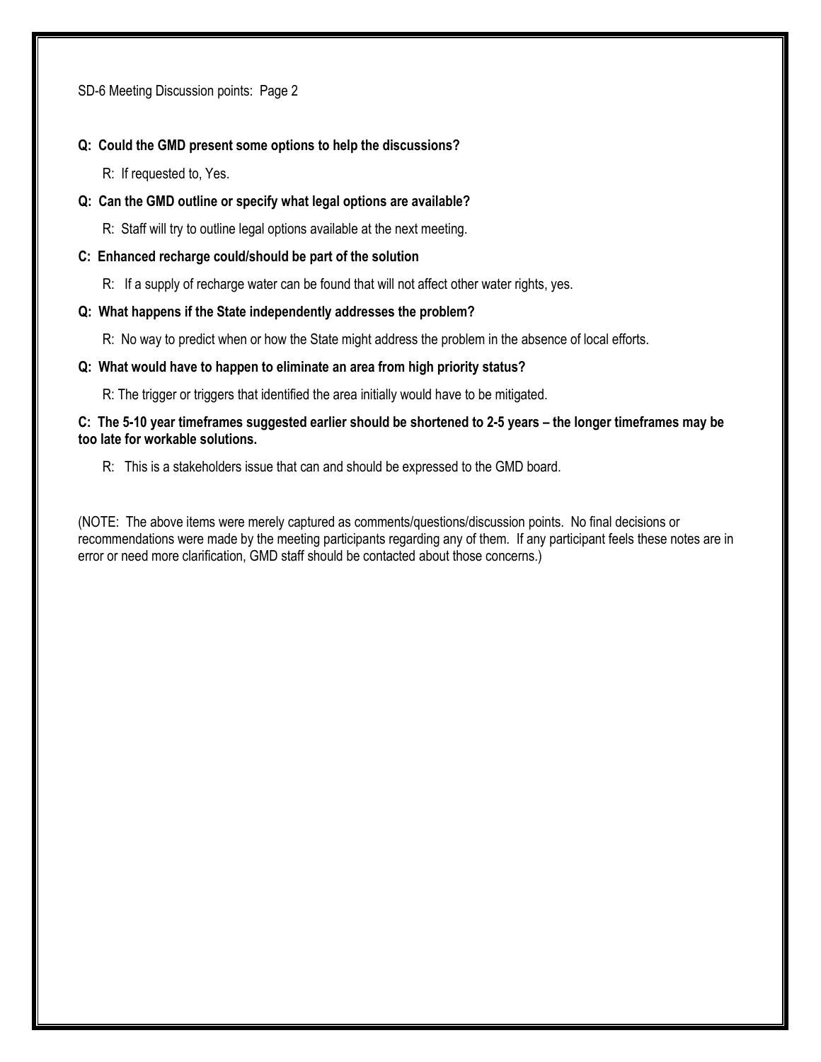SD-6 Meeting Discussion points: Page 2

**Q: Could the GMD present some options to help the discussions?**

R: If requested to, Yes.

**Q: Can the GMD outline or specify what legal options are available?**

R: Staff will try to outline legal options available at the next meeting.

**C: Enhanced recharge could/should be part of the solution**

R: If a supply of recharge water can be found that will not affect other water rights, yes.

**Q: What happens if the State independently addresses the problem?**

R: No way to predict when or how the State might address the problem in the absence of local efforts.

**Q: What would have to happen to eliminate an area from high priority status?**

R: The trigger or triggers that identified the area initially would have to be mitigated.

**C: The 5-10 year timeframes suggested earlier should be shortened to 2-5 years – the longer timeframes may be too late for workable solutions.**

R: This is a stakeholders issue that can and should be expressed to the GMD board.

(NOTE: The above items were merely captured as comments/questions/discussion points. No final decisions or recommendations were made by the meeting participants regarding any of them. If any participant feels these notes are in error or need more clarification, GMD staff should be contacted about those concerns.)